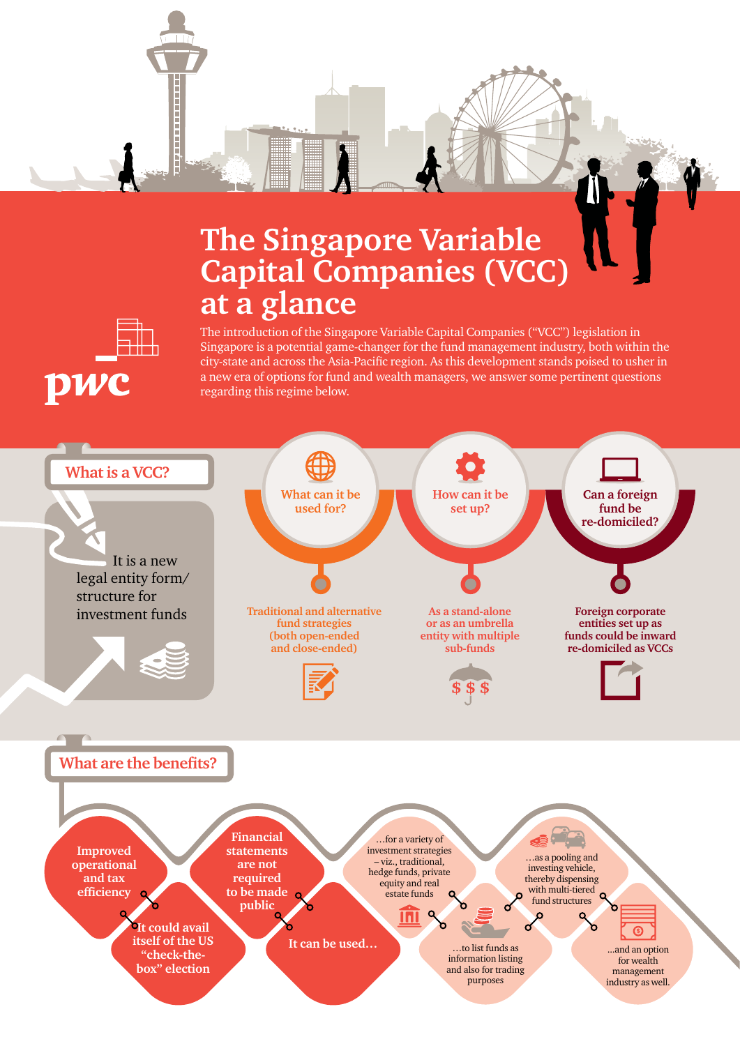# The Singapore Variable Capital Companies (VCC) at a glance

pwc

The introduction of the Singapore Variable Capital Companies ("VCC") legislation in Singapore is a potential game-changer for the fund management industry, both within the city-state and across the Asia-Pacific region. As this development stands poised to usher in a new era of options for fund and wealth managers, we answer some pertinent questions regarding this regime below.

## What is a VCC?

It is a new legal entity form/ structure for investment funds

### What can it be used for?

Traditional and alternative fund strategies (both open-ended and close-ended)

### How can it be set up?

As a stand-alone or as an umbrella entity with multiple sub-funds

### Can a foreign fund be re-domiciled?

Foreign corporate entities set up as funds could be inward re-domiciled as VCCs

## What are the benefits?

- Improved operational and tax efficiency
- It could avail itself of the US "check-the-box" election
- Financial statements are not required to be made public
- It can be used…
  - …for a variety of investment strategies – viz., traditional, hedge funds, private equity and real estate funds
  - …to list funds as information listing and also for trading purposes
  - …as a pooling and investing vehicle, thereby dispensing with multi-tiered fund structures
  - …and an option for wealth management industry as well.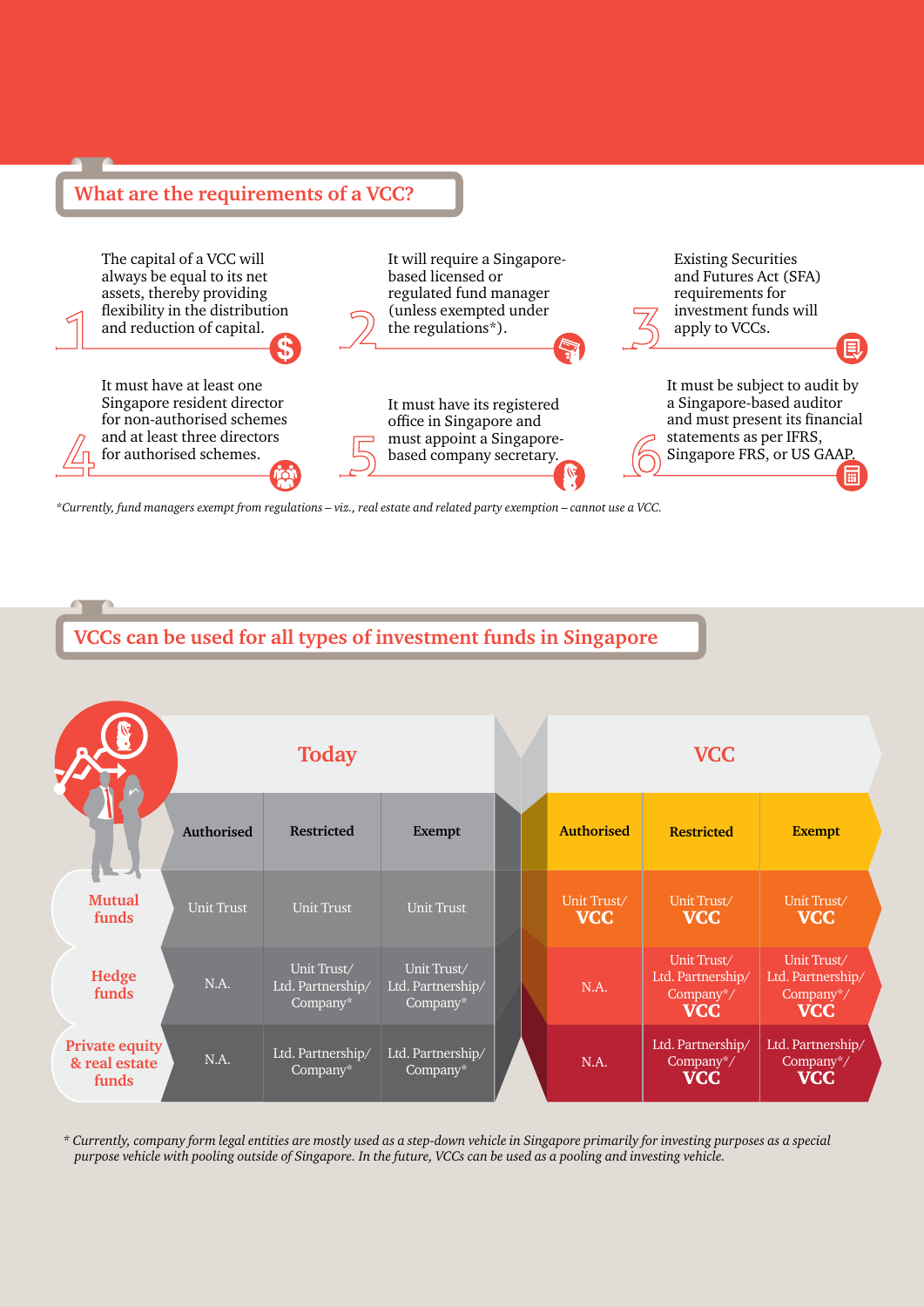## What are the requirements of a VCC?

1. The capital of a VCC will always be equal to its net assets, thereby providing flexibility in the distribution and reduction of capital.

2. It will require a Singapore-based licensed or regulated fund manager (unless exempted under the regulations*).

3. Existing Securities and Futures Act (SFA) requirements for investment funds will apply to VCCs.

4. It must have at least one Singapore resident director for non-authorised schemes and at least three directors for authorised schemes.

5. It must have its registered office in Singapore and must appoint a Singapore-based company secretary.

6. It must be subject to audit by a Singapore-based auditor and must present its financial statements as per IFRS, Singapore FRS, or US GAAP.

*Currently, fund managers exempt from regulations – viz., real estate and related party exemption – cannot use a VCC.*

## VCCs can be used for all types of investment funds in Singapore

| | Today | | | VCC | | |
|---|---|---|---|---|---|---|
| | Authorised | Restricted | Exempt | Authorised | Restricted | Exempt |
| Mutual funds | Unit Trust | Unit Trust | Unit Trust | Unit Trust/ **VCC** | Unit Trust/ **VCC** | Unit Trust/ **VCC** |
| Hedge funds | N.A. | Unit Trust/ Ltd. Partnership/ Company* | Unit Trust/ Ltd. Partnership/ Company* | N.A. | Unit Trust/ Ltd. Partnership/ Company*/ **VCC** | Unit Trust/ Ltd. Partnership/ Company*/ **VCC** |
| Private equity & real estate funds | N.A. | Ltd. Partnership/ Company* | Ltd. Partnership/ Company* | N.A. | Ltd. Partnership/ Company*/ **VCC** | Ltd. Partnership/ Company*/ **VCC** |

*\* Currently, company form legal entities are mostly used as a step-down vehicle in Singapore primarily for investing purposes as a special purpose vehicle with pooling outside of Singapore. In the future, VCCs can be used as a pooling and investing vehicle.*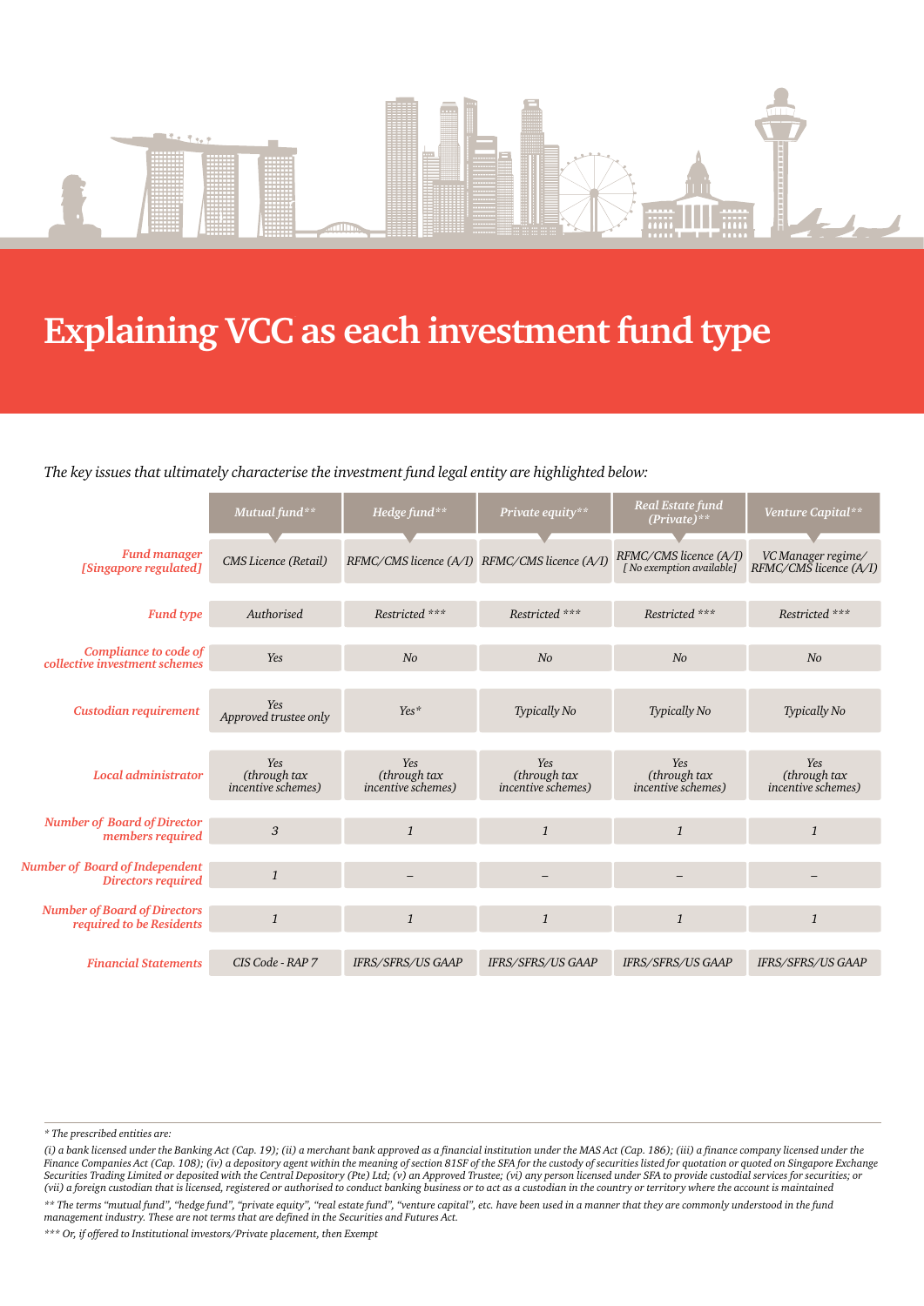# Explaining VCC as each investment fund type

*The key issues that ultimately characterise the investment fund legal entity are highlighted below:*

| | Mutual fund** | Hedge fund** | Private equity** | Real Estate fund (Private)** | Venture Capital** |
|---|---|---|---|---|---|
| Fund manager [Singapore regulated] | CMS Licence (Retail) | RFMC/CMS licence (A/I) | RFMC/CMS licence (A/I) | RFMC/CMS licence (A/I) [ No exemption available] | VC Manager regime/ RFMC/CMS licence (A/I) |
| Fund type | Authorised | Restricted *** | Restricted *** | Restricted *** | Restricted *** |
| Compliance to code of collective investment schemes | Yes | No | No | No | No |
| Custodian requirement | Yes Approved trustee only | Yes* | Typically No | Typically No | Typically No |
| Local administrator | Yes (through tax incentive schemes) | Yes (through tax incentive schemes) | Yes (through tax incentive schemes) | Yes (through tax incentive schemes) | Yes (through tax incentive schemes) |
| Number of Board of Director members required | 3 | 1 | 1 | 1 | 1 |
| Number of Board of Independent Directors required | 1 | – | – | – | – |
| Number of Board of Directors required to be Residents | 1 | 1 | 1 | 1 | 1 |
| Financial Statements | CIS Code - RAP 7 | IFRS/SFRS/US GAAP | IFRS/SFRS/US GAAP | IFRS/SFRS/US GAAP | IFRS/SFRS/US GAAP |

*\* The prescribed entities are:*

*(i) a bank licensed under the Banking Act (Cap. 19); (ii) a merchant bank approved as a financial institution under the MAS Act (Cap. 186); (iii) a finance company licensed under the Finance Companies Act (Cap. 108); (iv) a depository agent within the meaning of section 81SF of the SFA for the custody of securities listed for quotation or quoted on Singapore Exchange Securities Trading Limited or deposited with the Central Depository (Pte) Ltd; (v) an Approved Trustee; (vi) any person licensed under SFA to provide custodial services for securities; or (vii) a foreign custodian that is licensed, registered or authorised to conduct banking business or to act as a custodian in the country or territory where the account is maintained*

*\*\* The terms "mutual fund", "hedge fund", "private equity", "real estate fund", "venture capital", etc. have been used in a manner that they are commonly understood in the fund management industry. These are not terms that are defined in the Securities and Futures Act.*

*\*\*\* Or, if offered to Institutional investors/Private placement, then Exempt*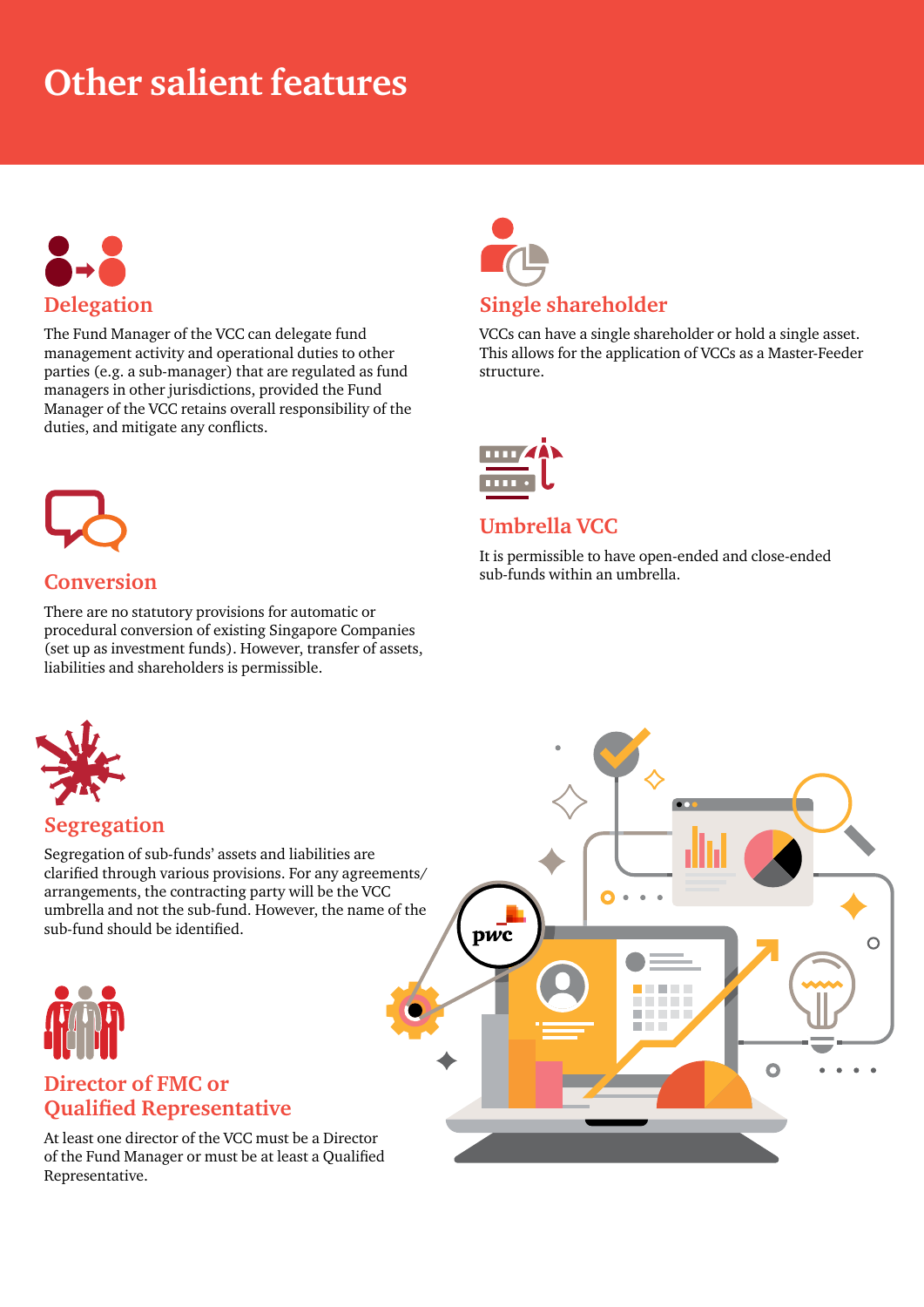# Other salient features

## Delegation

The Fund Manager of the VCC can delegate fund management activity and operational duties to other parties (e.g. a sub-manager) that are regulated as fund managers in other jurisdictions, provided the Fund Manager of the VCC retains overall responsibility of the duties, and mitigate any conflicts.

## Conversion

There are no statutory provisions for automatic or procedural conversion of existing Singapore Companies (set up as investment funds). However, transfer of assets, liabilities and shareholders is permissible.

## Segregation

Segregation of sub-funds' assets and liabilities are clarified through various provisions. For any agreements/ arrangements, the contracting party will be the VCC umbrella and not the sub-fund. However, the name of the sub-fund should be identified.

## Director of FMC or Qualified Representative

At least one director of the VCC must be a Director of the Fund Manager or must be at least a Qualified Representative.

## Single shareholder

VCCs can have a single shareholder or hold a single asset. This allows for the application of VCCs as a Master-Feeder structure.

## Umbrella VCC

It is permissible to have open-ended and close-ended sub-funds within an umbrella.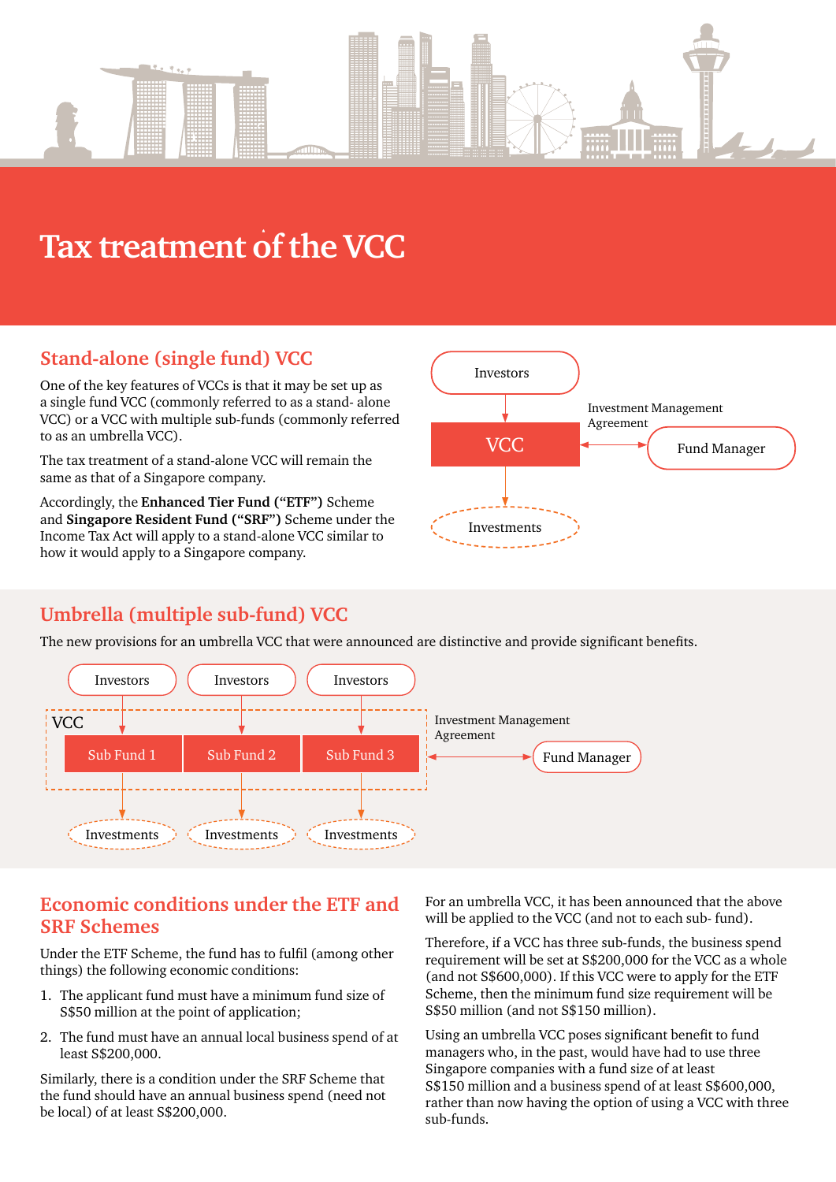# Tax treatment of the VCC

## Stand-alone (single fund) VCC

One of the key features of VCCs is that it may be set up as a single fund VCC (commonly referred to as a stand- alone VCC) or a VCC with multiple sub-funds (commonly referred to as an umbrella VCC).

The tax treatment of a stand-alone VCC will remain the same as that of a Singapore company.

Accordingly, the **Enhanced Tier Fund ("ETF")** Scheme and **Singapore Resident Fund ("SRF")** Scheme under the Income Tax Act will apply to a stand-alone VCC similar to how it would apply to a Singapore company.

Investors

VCC

Investment Management Agreement

Fund Manager

Investments

## Umbrella (multiple sub-fund) VCC

The new provisions for an umbrella VCC that were announced are distinctive and provide significant benefits.

Investors | Investors | Investors

VCC

Sub Fund 1 | Sub Fund 2 | Sub Fund 3

Investment Management Agreement

Fund Manager

Investments | Investments | Investments

## Economic conditions under the ETF and SRF Schemes

Under the ETF Scheme, the fund has to fulfil (among other things) the following economic conditions:

1. The applicant fund must have a minimum fund size of S$50 million at the point of application;
2. The fund must have an annual local business spend of at least S$200,000.

Similarly, there is a condition under the SRF Scheme that the fund should have an annual business spend (need not be local) of at least S$200,000.

For an umbrella VCC, it has been announced that the above will be applied to the VCC (and not to each sub- fund).

Therefore, if a VCC has three sub-funds, the business spend requirement will be set at S$200,000 for the VCC as a whole (and not S$600,000). If this VCC were to apply for the ETF Scheme, then the minimum fund size requirement will be S$50 million (and not S$150 million).

Using an umbrella VCC poses significant benefit to fund managers who, in the past, would have had to use three Singapore companies with a fund size of at least S$150 million and a business spend of at least S$600,000, rather than now having the option of using a VCC with three sub-funds.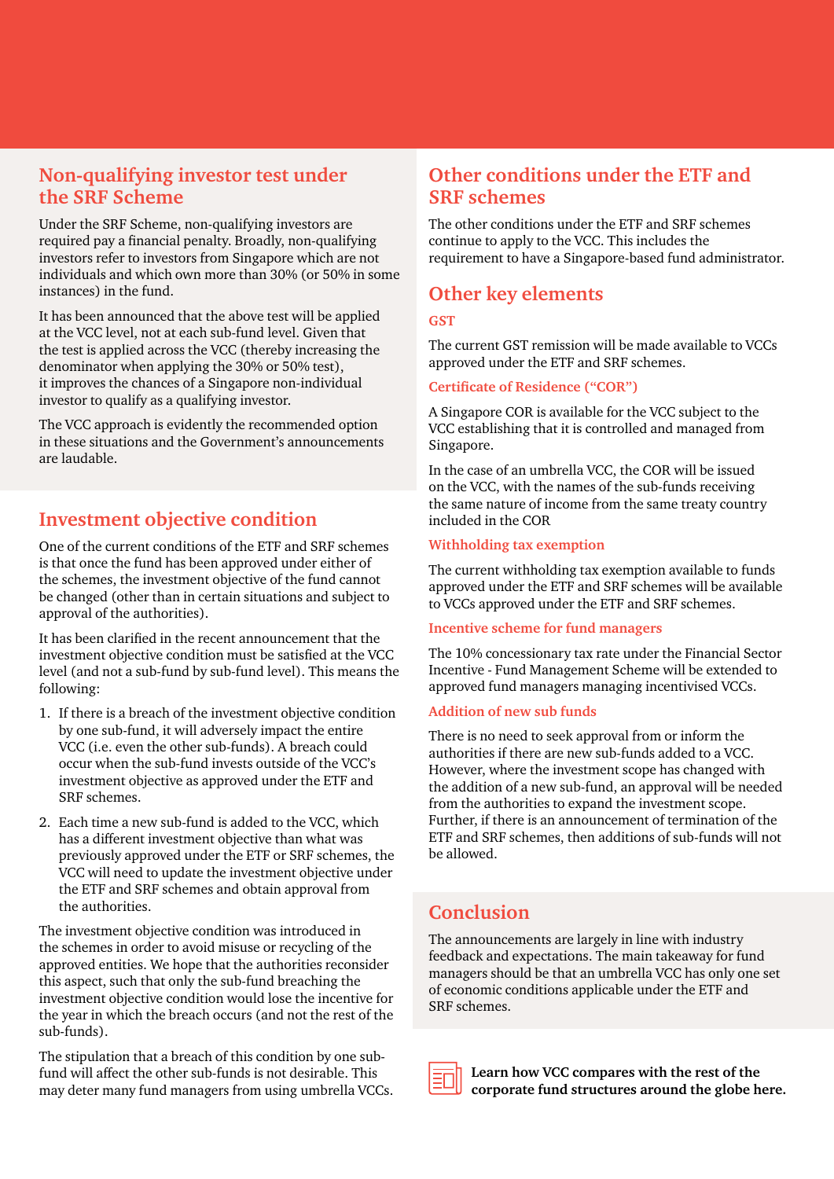## Non-qualifying investor test under the SRF Scheme

Under the SRF Scheme, non-qualifying investors are required pay a financial penalty. Broadly, non-qualifying investors refer to investors from Singapore which are not individuals and which own more than 30% (or 50% in some instances) in the fund.

It has been announced that the above test will be applied at the VCC level, not at each sub-fund level. Given that the test is applied across the VCC (thereby increasing the denominator when applying the 30% or 50% test), it improves the chances of a Singapore non-individual investor to qualify as a qualifying investor.

The VCC approach is evidently the recommended option in these situations and the Government's announcements are laudable.

## Investment objective condition

One of the current conditions of the ETF and SRF schemes is that once the fund has been approved under either of the schemes, the investment objective of the fund cannot be changed (other than in certain situations and subject to approval of the authorities).

It has been clarified in the recent announcement that the investment objective condition must be satisfied at the VCC level (and not a sub-fund by sub-fund level). This means the following:

1. If there is a breach of the investment objective condition by one sub-fund, it will adversely impact the entire VCC (i.e. even the other sub-funds). A breach could occur when the sub-fund invests outside of the VCC's investment objective as approved under the ETF and SRF schemes.
2. Each time a new sub-fund is added to the VCC, which has a different investment objective than what was previously approved under the ETF or SRF schemes, the VCC will need to update the investment objective under the ETF and SRF schemes and obtain approval from the authorities.

The investment objective condition was introduced in the schemes in order to avoid misuse or recycling of the approved entities. We hope that the authorities reconsider this aspect, such that only the sub-fund breaching the investment objective condition would lose the incentive for the year in which the breach occurs (and not the rest of the sub-funds).

The stipulation that a breach of this condition by one sub-fund will affect the other sub-funds is not desirable. This may deter many fund managers from using umbrella VCCs.

## Other conditions under the ETF and SRF schemes

The other conditions under the ETF and SRF schemes continue to apply to the VCC. This includes the requirement to have a Singapore-based fund administrator.

## Other key elements

### GST

The current GST remission will be made available to VCCs approved under the ETF and SRF schemes.

### Certificate of Residence ("COR")

A Singapore COR is available for the VCC subject to the VCC establishing that it is controlled and managed from Singapore.

In the case of an umbrella VCC, the COR will be issued on the VCC, with the names of the sub-funds receiving the same nature of income from the same treaty country included in the COR

### Withholding tax exemption

The current withholding tax exemption available to funds approved under the ETF and SRF schemes will be available to VCCs approved under the ETF and SRF schemes.

### Incentive scheme for fund managers

The 10% concessionary tax rate under the Financial Sector Incentive - Fund Management Scheme will be extended to approved fund managers managing incentivised VCCs.

### Addition of new sub funds

There is no need to seek approval from or inform the authorities if there are new sub-funds added to a VCC. However, where the investment scope has changed with the addition of a new sub-fund, an approval will be needed from the authorities to expand the investment scope. Further, if there is an announcement of termination of the ETF and SRF schemes, then additions of sub-funds will not be allowed.

## Conclusion

The announcements are largely in line with industry feedback and expectations. The main takeaway for fund managers should be that an umbrella VCC has only one set of economic conditions applicable under the ETF and SRF schemes.

**Learn how VCC compares with the rest of the corporate fund structures around the globe here.**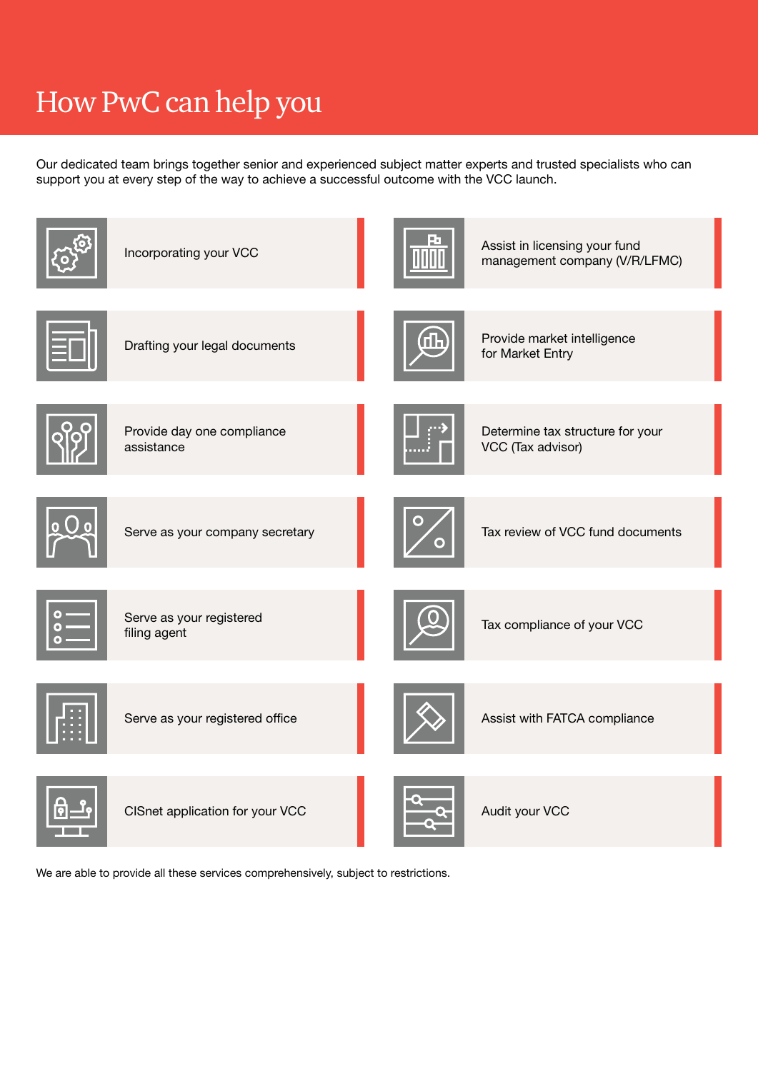# How PwC can help you

Our dedicated team brings together senior and experienced subject matter experts and trusted specialists who can support you at every step of the way to achieve a successful outcome with the VCC launch.

- Incorporating your VCC
- Drafting your legal documents
- Provide day one compliance assistance
- Serve as your company secretary
- Serve as your registered filing agent
- Serve as your registered office
- CISnet application for your VCC
- Assist in licensing your fund management company (V/R/LFMC)
- Provide market intelligence for Market Entry
- Determine tax structure for your VCC (Tax advisor)
- Tax review of VCC fund documents
- Tax compliance of your VCC
- Assist with FATCA compliance
- Audit your VCC

We are able to provide all these services comprehensively, subject to restrictions.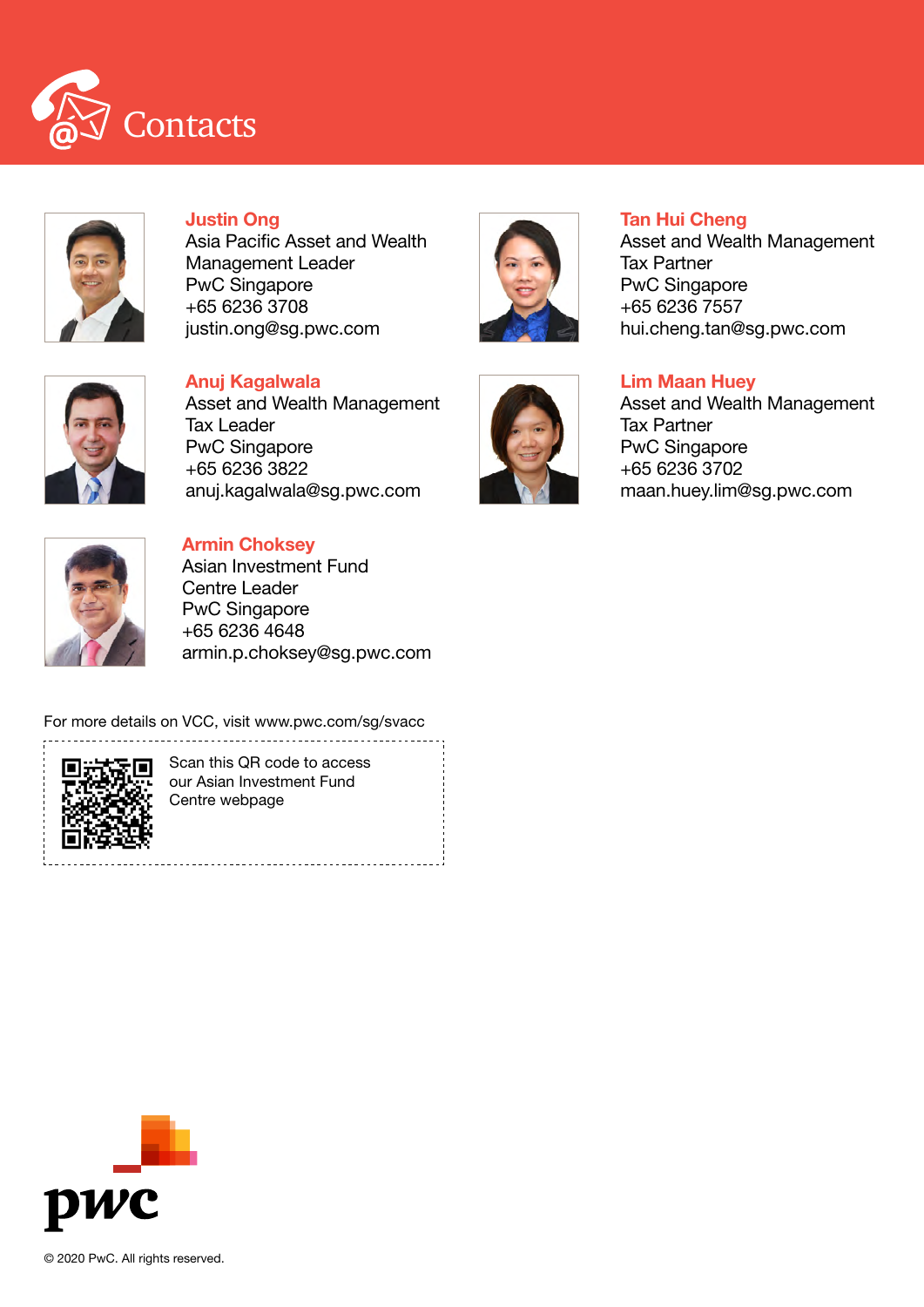# Contacts

**Justin Ong**
Asia Pacific Asset and Wealth Management Leader
PwC Singapore
+65 6236 3708
justin.ong@sg.pwc.com

**Tan Hui Cheng**
Asset and Wealth Management Tax Partner
PwC Singapore
+65 6236 7557
hui.cheng.tan@sg.pwc.com

**Anuj Kagalwala**
Asset and Wealth Management Tax Leader
PwC Singapore
+65 6236 3822
anuj.kagalwala@sg.pwc.com

**Lim Maan Huey**
Asset and Wealth Management Tax Partner
PwC Singapore
+65 6236 3702
maan.huey.lim@sg.pwc.com

**Armin Choksey**
Asian Investment Fund Centre Leader
PwC Singapore
+65 6236 4648
armin.p.choksey@sg.pwc.com

For more details on VCC, visit www.pwc.com/sg/svacc

Scan this QR code to access our Asian Investment Fund Centre webpage

pwc

© 2020 PwC. All rights reserved.